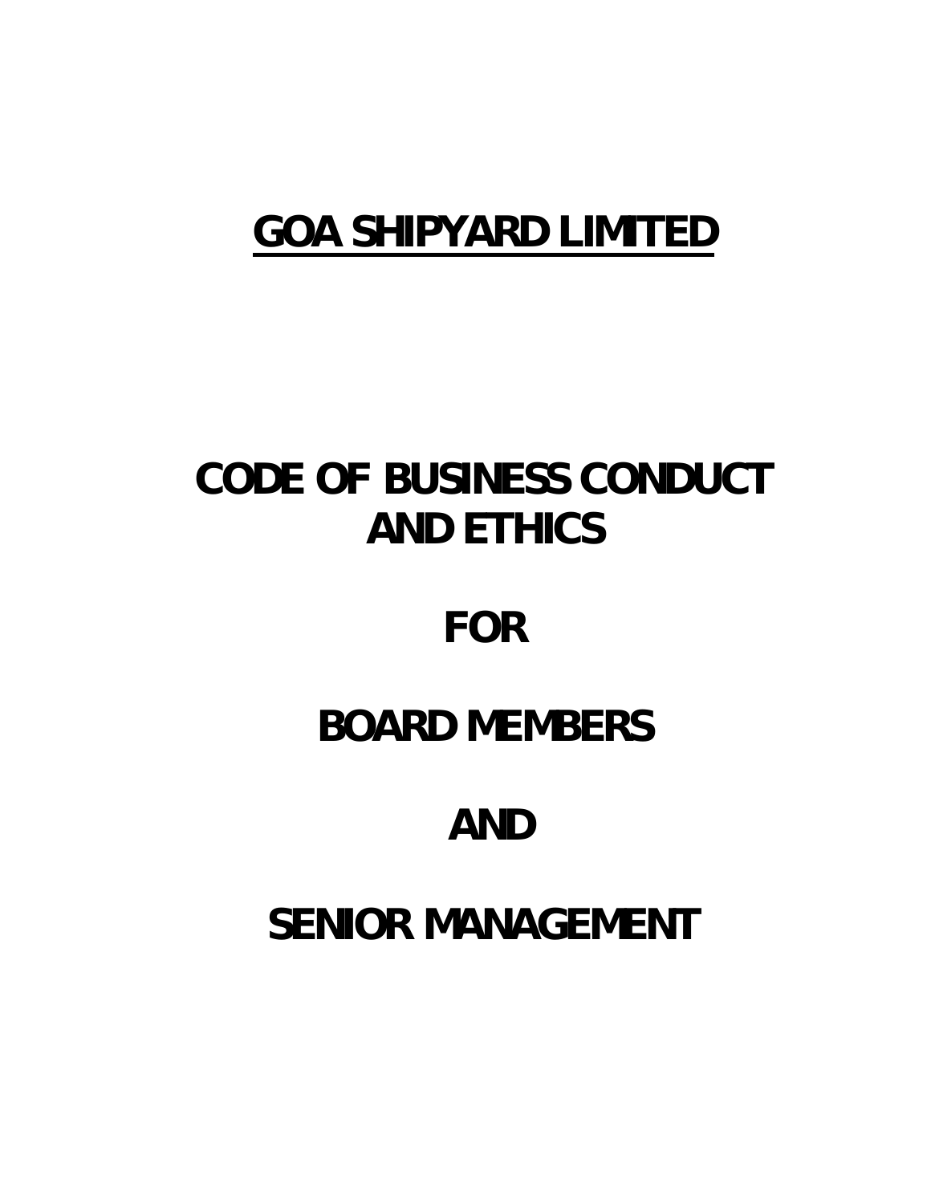# GOA SHIPYARD LIMITED

# CODE OF BUSINESS CONDUCT AND ETHICS

# FOR

# BOARD MEMBERS

# AND

# SENIOR MANAGEMENT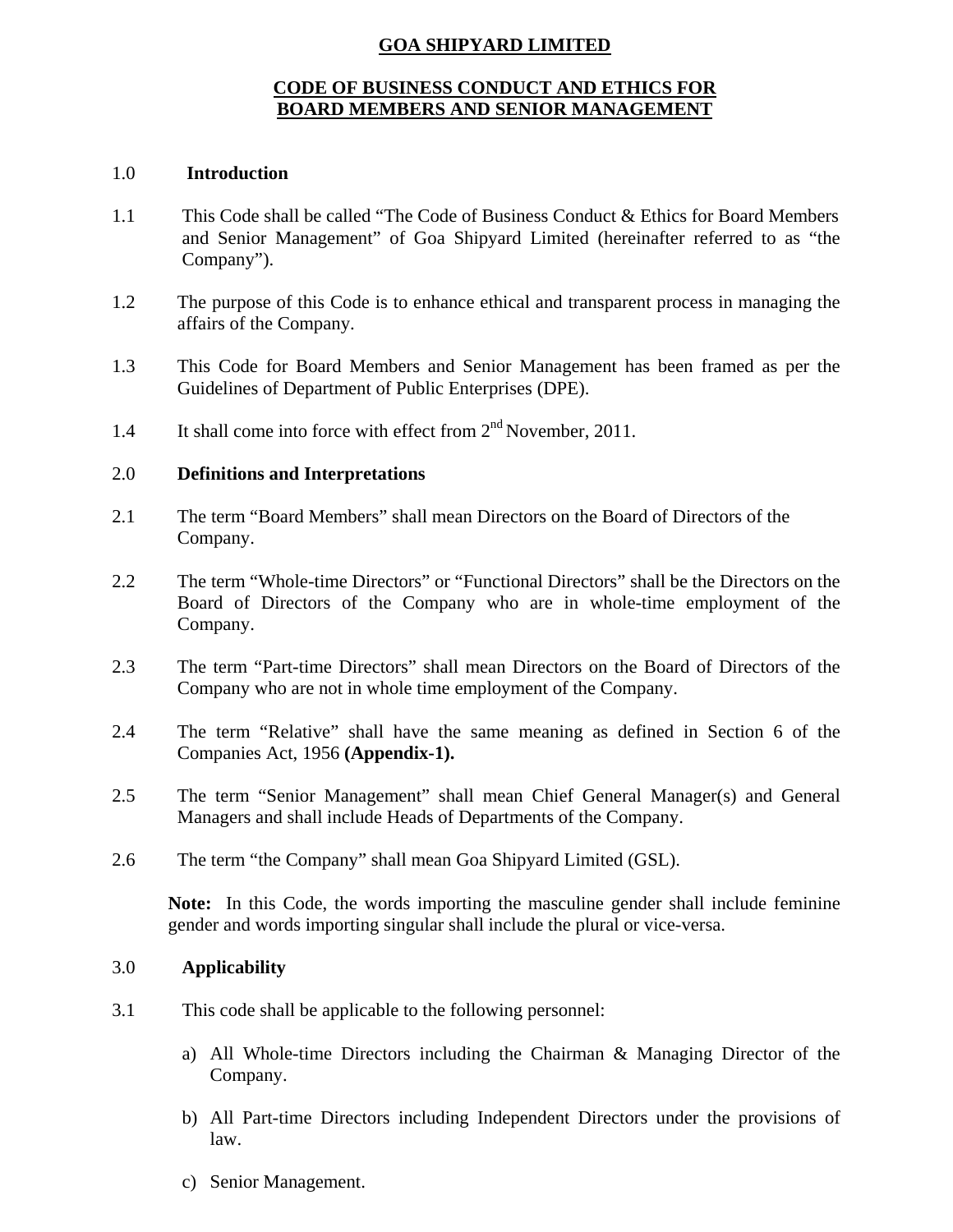# GOA SHIPYARD LIMITED

## CODE OF BUSINESS CONDUCT AND ETHICS FOR BOARD MEMBERS AND SENIOR MANAGEMENT

### 1.0 Introduction

1.1 This Code shall be called "The Code of Business Conduct & Ethics for Board Members and Senior Management" of Goa Shipyard Limited (hereinafter referred to as "the Company").

1.2 The purpose of this Code is to enhance ethical and transparent process in managing the affairs of the Company.

1.3 This Code for Board Members and Senior Management has been framed as per the Guidelines of Department of Public Enterprises (DPE).

1.4 It shall come into force with effect from 2nd November, 2011.

### 2.0 Definitions and Interpretations

2.1 The term "Board Members" shall mean Directors on the Board of Directors of the Company.

2.2 The term "Whole-time Directors" or "Functional Directors" shall be the Directors on the Board of Directors of the Company who are in whole-time employment of the Company.

2.3 The term "Part-time Directors" shall mean Directors on the Board of Directors of the Company who are not in whole time employment of the Company.

2.4 The term "Relative" shall have the same meaning as defined in Section 6 of the Companies Act, 1956 **(Appendix-1).**

2.5 The term "Senior Management" shall mean Chief General Manager(s) and General Managers and shall include Heads of Departments of the Company.

2.6 The term "the Company" shall mean Goa Shipyard Limited (GSL).

**Note:** In this Code, the words importing the masculine gender shall include feminine gender and words importing singular shall include the plural or vice-versa.

### 3.0 Applicability

3.1 This code shall be applicable to the following personnel:

a) All Whole-time Directors including the Chairman & Managing Director of the Company.

b) All Part-time Directors including Independent Directors under the provisions of law.

c) Senior Management.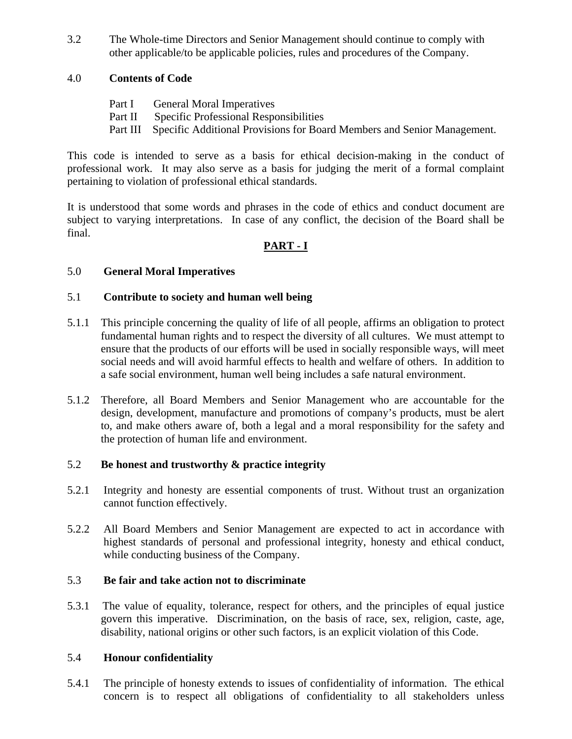3.2 The Whole-time Directors and Senior Management should continue to comply with other applicable/to be applicable policies, rules and procedures of the Company.

4.0 **Contents of Code**

Part I General Moral Imperatives
Part II Specific Professional Responsibilities
Part III Specific Additional Provisions for Board Members and Senior Management.

This code is intended to serve as a basis for ethical decision-making in the conduct of professional work. It may also serve as a basis for judging the merit of a formal complaint pertaining to violation of professional ethical standards.

It is understood that some words and phrases in the code of ethics and conduct document are subject to varying interpretations. In case of any conflict, the decision of the Board shall be final.

## PART - I

5.0 **General Moral Imperatives**

5.1 **Contribute to society and human well being**

5.1.1 This principle concerning the quality of life of all people, affirms an obligation to protect fundamental human rights and to respect the diversity of all cultures. We must attempt to ensure that the products of our efforts will be used in socially responsible ways, will meet social needs and will avoid harmful effects to health and welfare of others. In addition to a safe social environment, human well being includes a safe natural environment.

5.1.2 Therefore, all Board Members and Senior Management who are accountable for the design, development, manufacture and promotions of company's products, must be alert to, and make others aware of, both a legal and a moral responsibility for the safety and the protection of human life and environment.

5.2 **Be honest and trustworthy & practice integrity**

5.2.1 Integrity and honesty are essential components of trust. Without trust an organization cannot function effectively.

5.2.2 All Board Members and Senior Management are expected to act in accordance with highest standards of personal and professional integrity, honesty and ethical conduct, while conducting business of the Company.

5.3 **Be fair and take action not to discriminate**

5.3.1 The value of equality, tolerance, respect for others, and the principles of equal justice govern this imperative. Discrimination, on the basis of race, sex, religion, caste, age, disability, national origins or other such factors, is an explicit violation of this Code.

5.4 **Honour confidentiality**

5.4.1 The principle of honesty extends to issues of confidentiality of information. The ethical concern is to respect all obligations of confidentiality to all stakeholders unless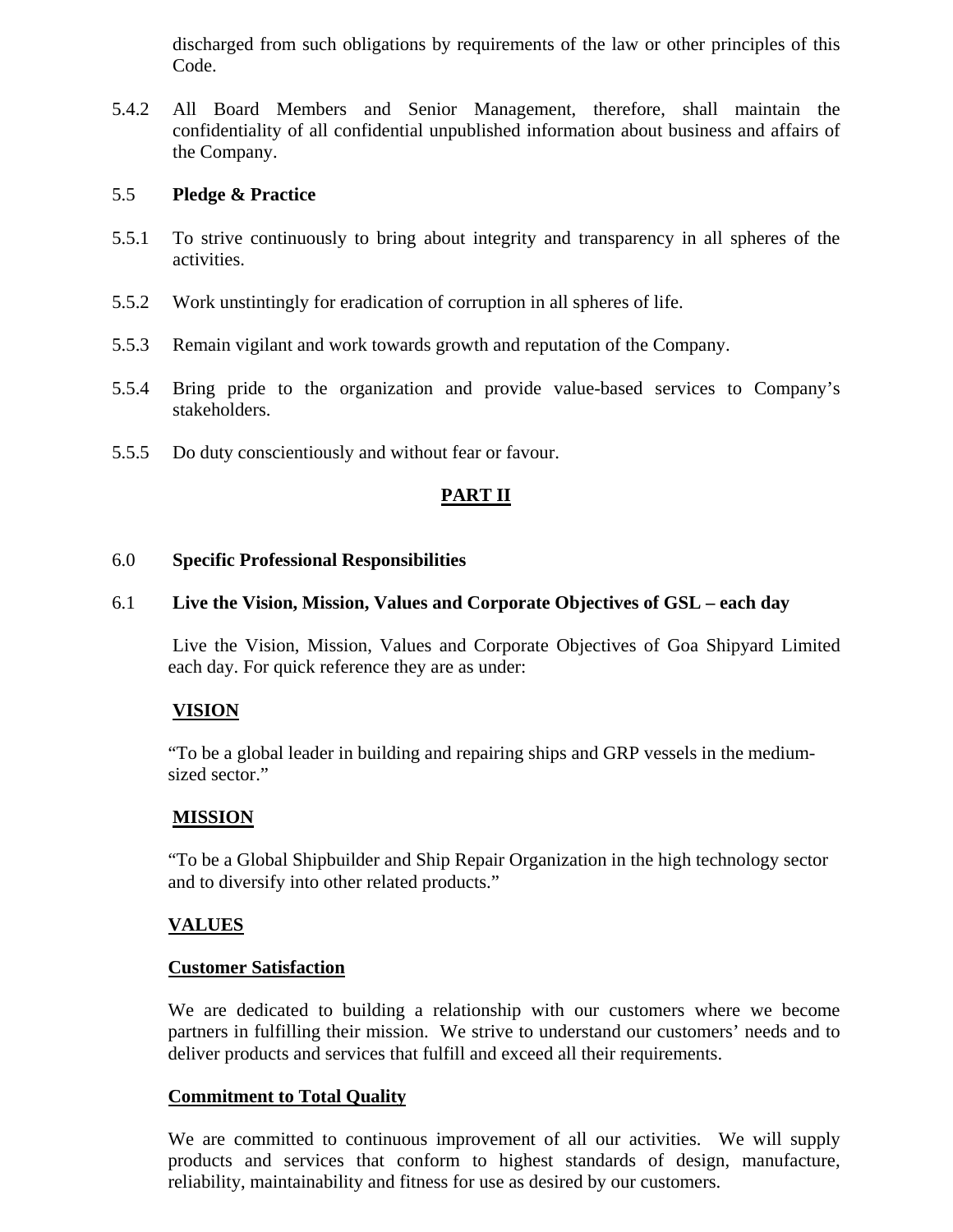discharged from such obligations by requirements of the law or other principles of this Code.

5.4.2 All Board Members and Senior Management, therefore, shall maintain the confidentiality of all confidential unpublished information about business and affairs of the Company.

5.5 **Pledge & Practice**

5.5.1 To strive continuously to bring about integrity and transparency in all spheres of the activities.

5.5.2 Work unstintingly for eradication of corruption in all spheres of life.

5.5.3 Remain vigilant and work towards growth and reputation of the Company.

5.5.4 Bring pride to the organization and provide value-based services to Company's stakeholders.

5.5.5 Do duty conscientiously and without fear or favour.

## PART II

### 6.0 Specific Professional Responsibilities

### 6.1 Live the Vision, Mission, Values and Corporate Objectives of GSL – each day

Live the Vision, Mission, Values and Corporate Objectives of Goa Shipyard Limited each day. For quick reference they are as under:

**VISION**

"To be a global leader in building and repairing ships and GRP vessels in the medium-sized sector."

**MISSION**

"To be a Global Shipbuilder and Ship Repair Organization in the high technology sector and to diversify into other related products."

**VALUES**

**Customer Satisfaction**

We are dedicated to building a relationship with our customers where we become partners in fulfilling their mission. We strive to understand our customers' needs and to deliver products and services that fulfill and exceed all their requirements.

**Commitment to Total Quality**

We are committed to continuous improvement of all our activities. We will supply products and services that conform to highest standards of design, manufacture, reliability, maintainability and fitness for use as desired by our customers.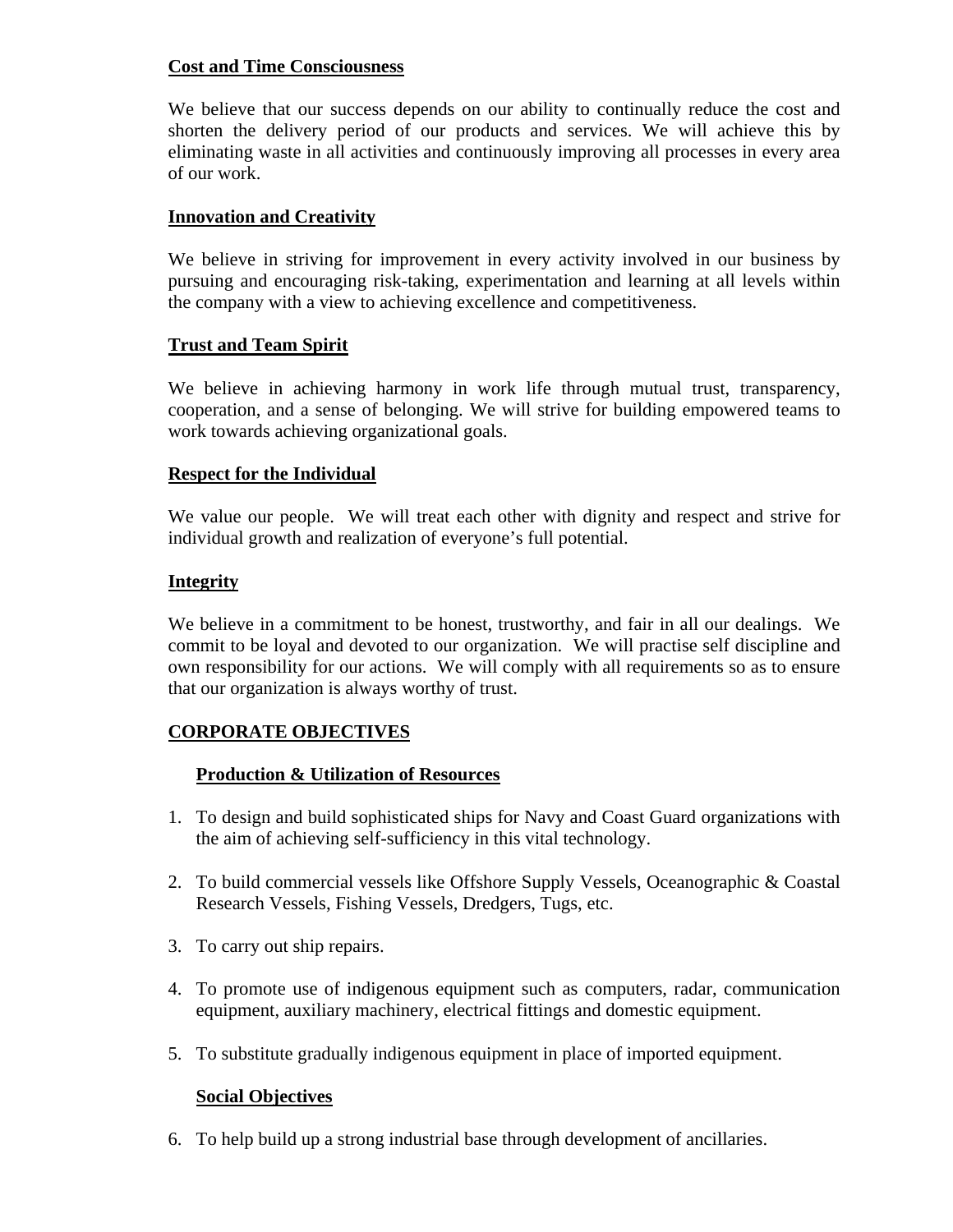### Cost and Time Consciousness

We believe that our success depends on our ability to continually reduce the cost and shorten the delivery period of our products and services. We will achieve this by eliminating waste in all activities and continuously improving all processes in every area of our work.

### Innovation and Creativity

We believe in striving for improvement in every activity involved in our business by pursuing and encouraging risk-taking, experimentation and learning at all levels within the company with a view to achieving excellence and competitiveness.

### Trust and Team Spirit

We believe in achieving harmony in work life through mutual trust, transparency, cooperation, and a sense of belonging. We will strive for building empowered teams to work towards achieving organizational goals.

### Respect for the Individual

We value our people. We will treat each other with dignity and respect and strive for individual growth and realization of everyone's full potential.

### Integrity

We believe in a commitment to be honest, trustworthy, and fair in all our dealings. We commit to be loyal and devoted to our organization. We will practise self discipline and own responsibility for our actions. We will comply with all requirements so as to ensure that our organization is always worthy of trust.

## CORPORATE OBJECTIVES

### Production & Utilization of Resources

1. To design and build sophisticated ships for Navy and Coast Guard organizations with the aim of achieving self-sufficiency in this vital technology.
2. To build commercial vessels like Offshore Supply Vessels, Oceanographic & Coastal Research Vessels, Fishing Vessels, Dredgers, Tugs, etc.
3. To carry out ship repairs.
4. To promote use of indigenous equipment such as computers, radar, communication equipment, auxiliary machinery, electrical fittings and domestic equipment.
5. To substitute gradually indigenous equipment in place of imported equipment.

### Social Objectives

6. To help build up a strong industrial base through development of ancillaries.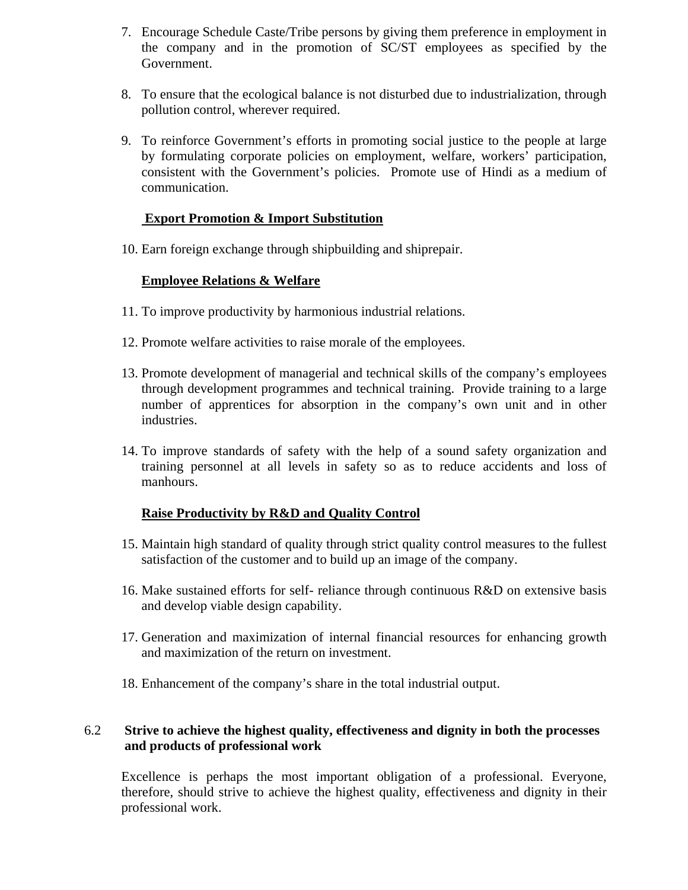7. Encourage Schedule Caste/Tribe persons by giving them preference in employment in the company and in the promotion of SC/ST employees as specified by the Government.

8. To ensure that the ecological balance is not disturbed due to industrialization, through pollution control, wherever required.

9. To reinforce Government's efforts in promoting social justice to the people at large by formulating corporate policies on employment, welfare, workers' participation, consistent with the Government's policies. Promote use of Hindi as a medium of communication.

**Export Promotion & Import Substitution**

10. Earn foreign exchange through shipbuilding and shiprepair.

**Employee Relations & Welfare**

11. To improve productivity by harmonious industrial relations.

12. Promote welfare activities to raise morale of the employees.

13. Promote development of managerial and technical skills of the company's employees through development programmes and technical training. Provide training to a large number of apprentices for absorption in the company's own unit and in other industries.

14. To improve standards of safety with the help of a sound safety organization and training personnel at all levels in safety so as to reduce accidents and loss of manhours.

**Raise Productivity by R&D and Quality Control**

15. Maintain high standard of quality through strict quality control measures to the fullest satisfaction of the customer and to build up an image of the company.

16. Make sustained efforts for self- reliance through continuous R&D on extensive basis and develop viable design capability.

17. Generation and maximization of internal financial resources for enhancing growth and maximization of the return on investment.

18. Enhancement of the company's share in the total industrial output.

## 6.2 Strive to achieve the highest quality, effectiveness and dignity in both the processes and products of professional work

Excellence is perhaps the most important obligation of a professional. Everyone, therefore, should strive to achieve the highest quality, effectiveness and dignity in their professional work.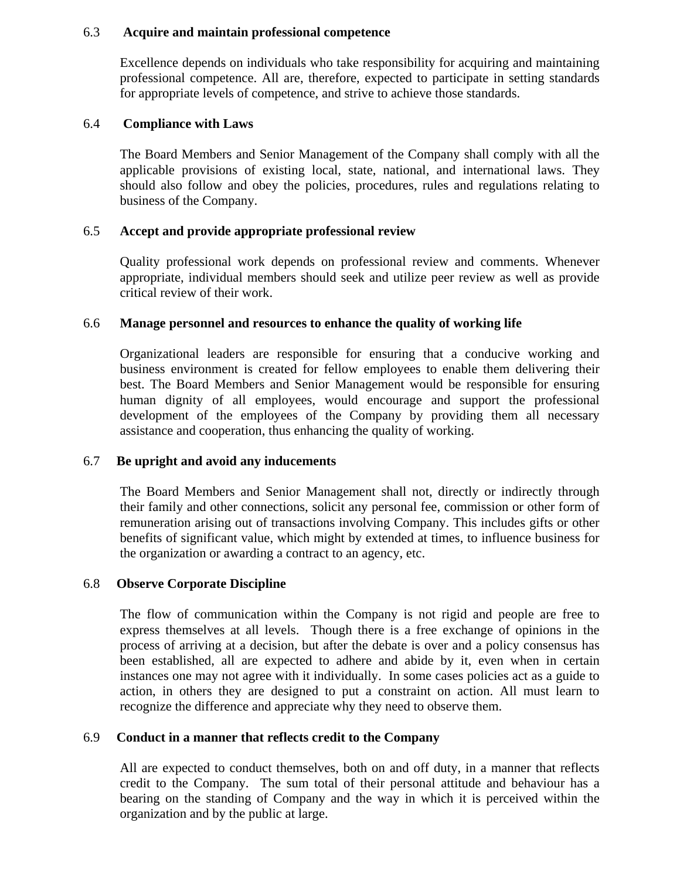### 6.3 Acquire and maintain professional competence

Excellence depends on individuals who take responsibility for acquiring and maintaining professional competence. All are, therefore, expected to participate in setting standards for appropriate levels of competence, and strive to achieve those standards.

### 6.4 Compliance with Laws

The Board Members and Senior Management of the Company shall comply with all the applicable provisions of existing local, state, national, and international laws. They should also follow and obey the policies, procedures, rules and regulations relating to business of the Company.

### 6.5 Accept and provide appropriate professional review

Quality professional work depends on professional review and comments. Whenever appropriate, individual members should seek and utilize peer review as well as provide critical review of their work.

### 6.6 Manage personnel and resources to enhance the quality of working life

Organizational leaders are responsible for ensuring that a conducive working and business environment is created for fellow employees to enable them delivering their best. The Board Members and Senior Management would be responsible for ensuring human dignity of all employees, would encourage and support the professional development of the employees of the Company by providing them all necessary assistance and cooperation, thus enhancing the quality of working.

### 6.7 Be upright and avoid any inducements

The Board Members and Senior Management shall not, directly or indirectly through their family and other connections, solicit any personal fee, commission or other form of remuneration arising out of transactions involving Company. This includes gifts or other benefits of significant value, which might by extended at times, to influence business for the organization or awarding a contract to an agency, etc.

### 6.8 Observe Corporate Discipline

The flow of communication within the Company is not rigid and people are free to express themselves at all levels. Though there is a free exchange of opinions in the process of arriving at a decision, but after the debate is over and a policy consensus has been established, all are expected to adhere and abide by it, even when in certain instances one may not agree with it individually. In some cases policies act as a guide to action, in others they are designed to put a constraint on action. All must learn to recognize the difference and appreciate why they need to observe them.

### 6.9 Conduct in a manner that reflects credit to the Company

All are expected to conduct themselves, both on and off duty, in a manner that reflects credit to the Company. The sum total of their personal attitude and behaviour has a bearing on the standing of Company and the way in which it is perceived within the organization and by the public at large.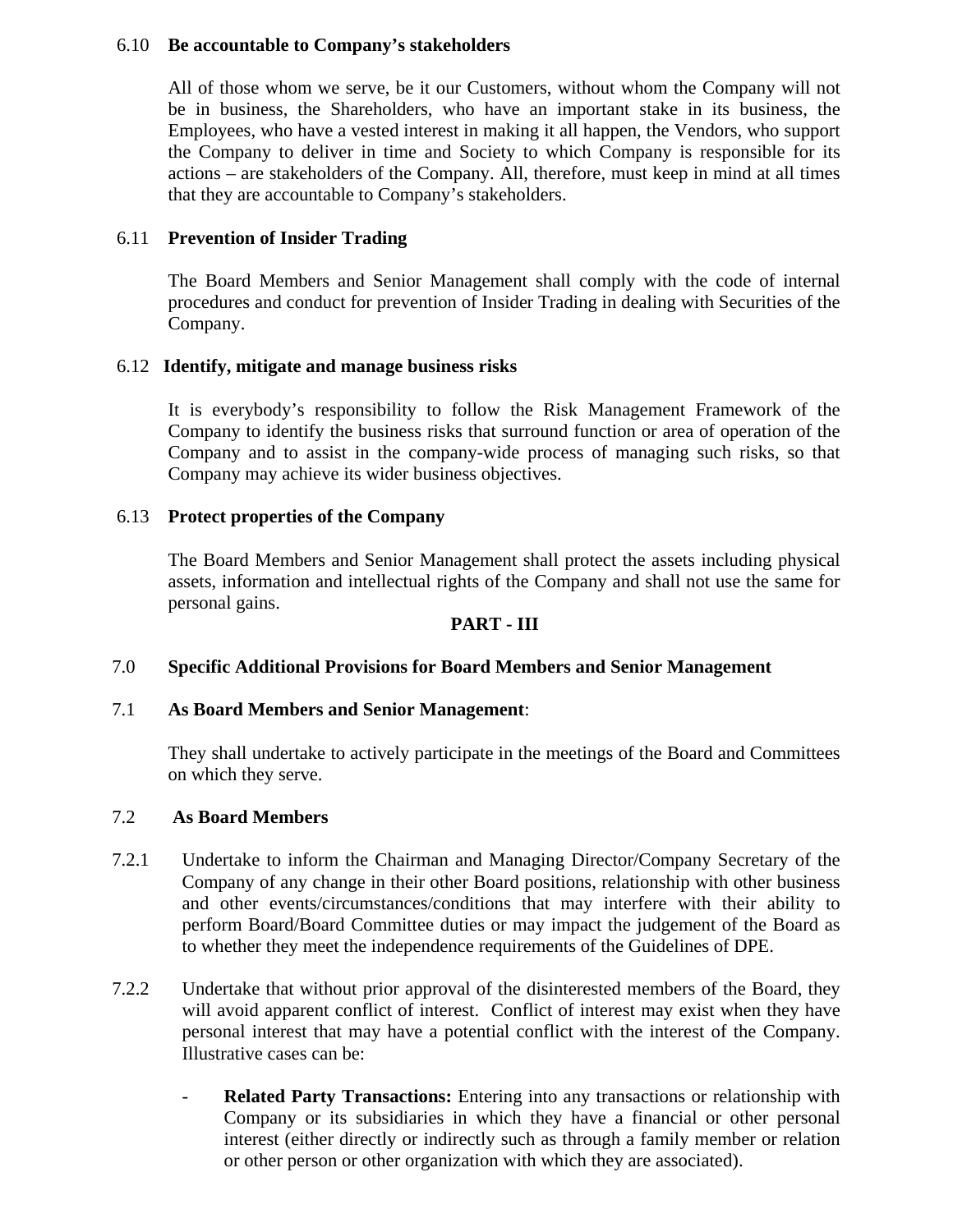### 6.10 Be accountable to Company's stakeholders

All of those whom we serve, be it our Customers, without whom the Company will not be in business, the Shareholders, who have an important stake in its business, the Employees, who have a vested interest in making it all happen, the Vendors, who support the Company to deliver in time and Society to which Company is responsible for its actions – are stakeholders of the Company. All, therefore, must keep in mind at all times that they are accountable to Company's stakeholders.

### 6.11 Prevention of Insider Trading

The Board Members and Senior Management shall comply with the code of internal procedures and conduct for prevention of Insider Trading in dealing with Securities of the Company.

### 6.12 Identify, mitigate and manage business risks

It is everybody's responsibility to follow the Risk Management Framework of the Company to identify the business risks that surround function or area of operation of the Company and to assist in the company-wide process of managing such risks, so that Company may achieve its wider business objectives.

### 6.13 Protect properties of the Company

The Board Members and Senior Management shall protect the assets including physical assets, information and intellectual rights of the Company and shall not use the same for personal gains.

## PART - III

### 7.0 Specific Additional Provisions for Board Members and Senior Management

### 7.1 As Board Members and Senior Management:

They shall undertake to actively participate in the meetings of the Board and Committees on which they serve.

### 7.2 As Board Members

7.2.1 Undertake to inform the Chairman and Managing Director/Company Secretary of the Company of any change in their other Board positions, relationship with other business and other events/circumstances/conditions that may interfere with their ability to perform Board/Board Committee duties or may impact the judgement of the Board as to whether they meet the independence requirements of the Guidelines of DPE.

7.2.2 Undertake that without prior approval of the disinterested members of the Board, they will avoid apparent conflict of interest. Conflict of interest may exist when they have personal interest that may have a potential conflict with the interest of the Company. Illustrative cases can be:

- **Related Party Transactions:** Entering into any transactions or relationship with Company or its subsidiaries in which they have a financial or other personal interest (either directly or indirectly such as through a family member or relation or other person or other organization with which they are associated).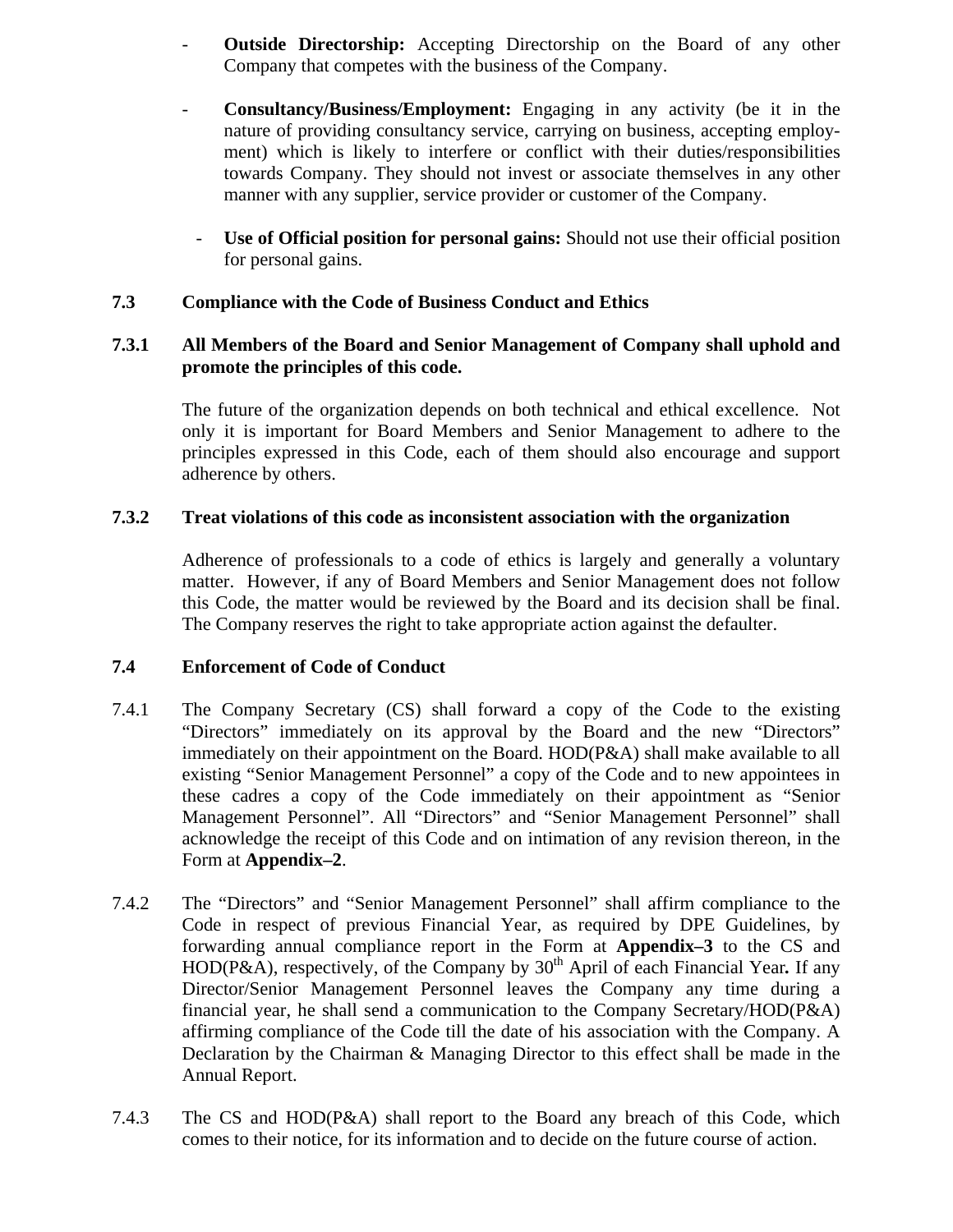- **Outside Directorship:** Accepting Directorship on the Board of any other Company that competes with the business of the Company.

- **Consultancy/Business/Employment:** Engaging in any activity (be it in the nature of providing consultancy service, carrying on business, accepting employment) which is likely to interfere or conflict with their duties/responsibilities towards Company. They should not invest or associate themselves in any other manner with any supplier, service provider or customer of the Company.

- **Use of Official position for personal gains:** Should not use their official position for personal gains.

### 7.3 Compliance with the Code of Business Conduct and Ethics

#### 7.3.1 All Members of the Board and Senior Management of Company shall uphold and promote the principles of this code.

The future of the organization depends on both technical and ethical excellence. Not only it is important for Board Members and Senior Management to adhere to the principles expressed in this Code, each of them should also encourage and support adherence by others.

#### 7.3.2 Treat violations of this code as inconsistent association with the organization

Adherence of professionals to a code of ethics is largely and generally a voluntary matter. However, if any of Board Members and Senior Management does not follow this Code, the matter would be reviewed by the Board and its decision shall be final. The Company reserves the right to take appropriate action against the defaulter.

### 7.4 Enforcement of Code of Conduct

7.4.1 The Company Secretary (CS) shall forward a copy of the Code to the existing "Directors" immediately on its approval by the Board and the new "Directors" immediately on their appointment on the Board. HOD(P&A) shall make available to all existing "Senior Management Personnel" a copy of the Code and to new appointees in these cadres a copy of the Code immediately on their appointment as "Senior Management Personnel". All "Directors" and "Senior Management Personnel" shall acknowledge the receipt of this Code and on intimation of any revision thereon, in the Form at **Appendix–2**.

7.4.2 The "Directors" and "Senior Management Personnel" shall affirm compliance to the Code in respect of previous Financial Year, as required by DPE Guidelines, by forwarding annual compliance report in the Form at **Appendix–3** to the CS and HOD(P&A), respectively, of the Company by 30th April of each Financial Year**.** If any Director/Senior Management Personnel leaves the Company any time during a financial year, he shall send a communication to the Company Secretary/HOD(P&A) affirming compliance of the Code till the date of his association with the Company. A Declaration by the Chairman & Managing Director to this effect shall be made in the Annual Report.

7.4.3 The CS and HOD(P&A) shall report to the Board any breach of this Code, which comes to their notice, for its information and to decide on the future course of action.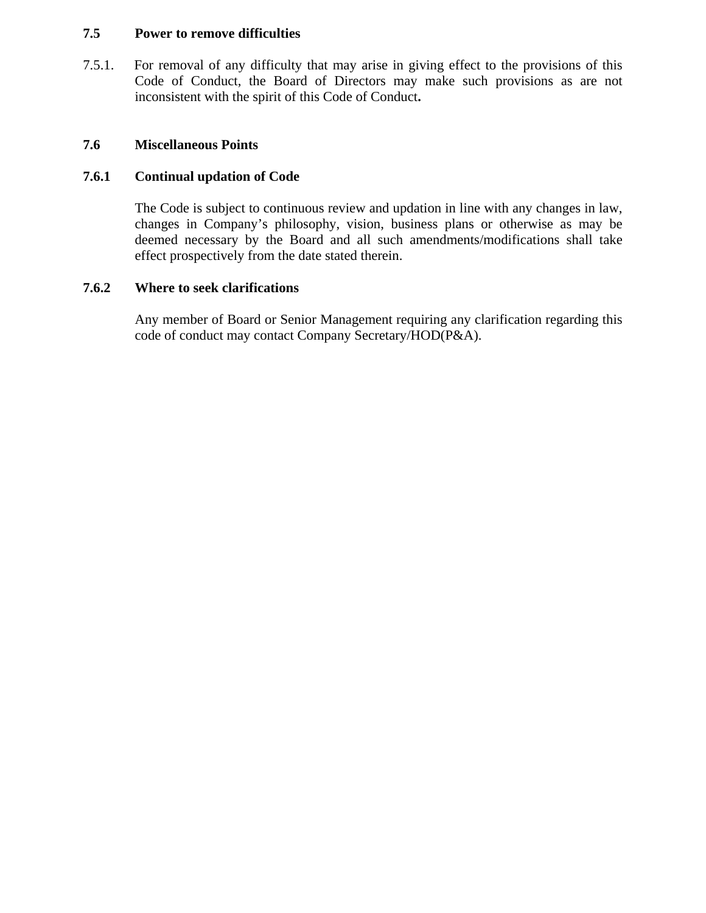### 7.5 Power to remove difficulties

7.5.1. For removal of any difficulty that may arise in giving effect to the provisions of this Code of Conduct, the Board of Directors may make such provisions as are not inconsistent with the spirit of this Code of Conduct**.**

### 7.6 Miscellaneous Points

#### 7.6.1 Continual updation of Code

The Code is subject to continuous review and updation in line with any changes in law, changes in Company’s philosophy, vision, business plans or otherwise as may be deemed necessary by the Board and all such amendments/modifications shall take effect prospectively from the date stated therein.

#### 7.6.2 Where to seek clarifications

Any member of Board or Senior Management requiring any clarification regarding this code of conduct may contact Company Secretary/HOD(P&A).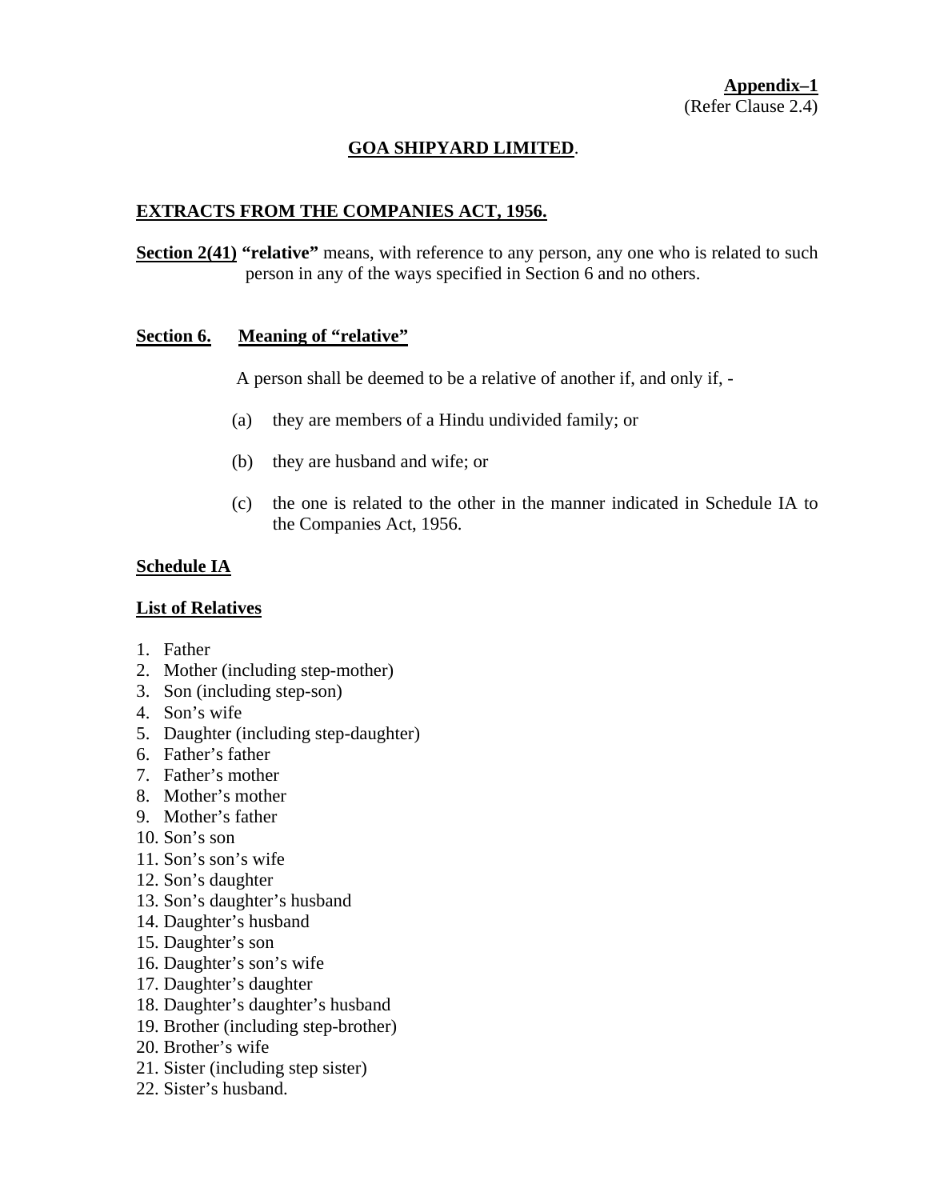**Appendix–1**
(Refer Clause 2.4)

## GOA SHIPYARD LIMITED.

### EXTRACTS FROM THE COMPANIES ACT, 1956.

**Section 2(41)** **"relative"** means, with reference to any person, any one who is related to such person in any of the ways specified in Section 6 and no others.

**Section 6. Meaning of "relative"**

A person shall be deemed to be a relative of another if, and only if, -

(a) they are members of a Hindu undivided family; or

(b) they are husband and wife; or

(c) the one is related to the other in the manner indicated in Schedule IA to the Companies Act, 1956.

**Schedule IA**

**List of Relatives**

1. Father
2. Mother (including step-mother)
3. Son (including step-son)
4. Son's wife
5. Daughter (including step-daughter)
6. Father's father
7. Father's mother
8. Mother's mother
9. Mother's father
10. Son's son
11. Son's son's wife
12. Son's daughter
13. Son's daughter's husband
14. Daughter's husband
15. Daughter's son
16. Daughter's son's wife
17. Daughter's daughter
18. Daughter's daughter's husband
19. Brother (including step-brother)
20. Brother's wife
21. Sister (including step sister)
22. Sister's husband.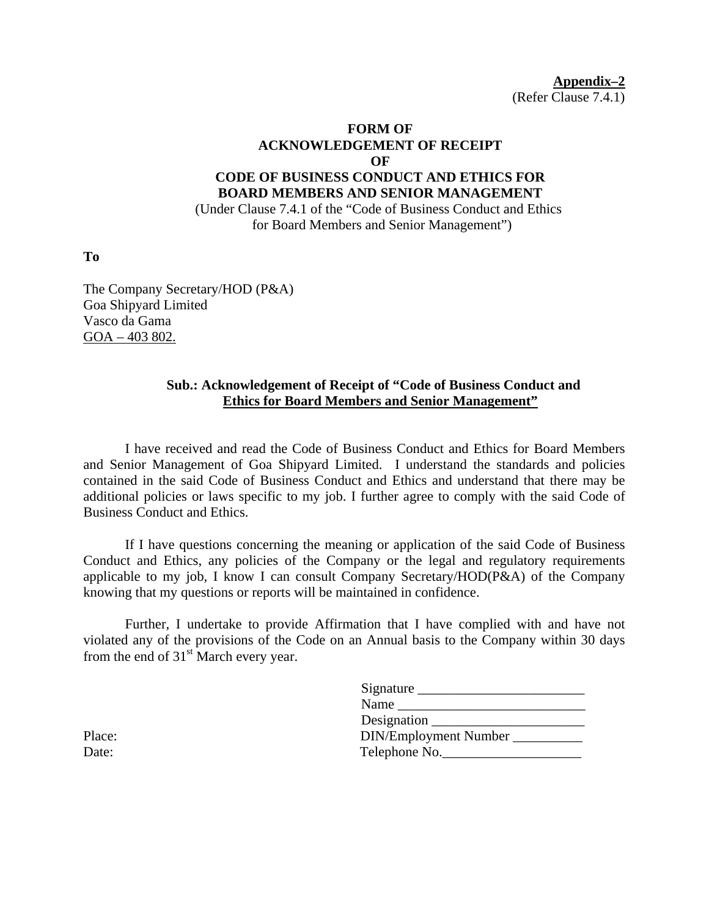**Appendix–2**
(Refer Clause 7.4.1)

**FORM OF**
**ACKNOWLEDGEMENT OF RECEIPT**
**OF**
**CODE OF BUSINESS CONDUCT AND ETHICS FOR BOARD MEMBERS AND SENIOR MANAGEMENT**
(Under Clause 7.4.1 of the "Code of Business Conduct and Ethics for Board Members and Senior Management")

**To**

The Company Secretary/HOD (P&A)
Goa Shipyard Limited
Vasco da Gama
GOA – 403 802.

**Sub.: Acknowledgement of Receipt of "Code of Business Conduct and Ethics for Board Members and Senior Management"**

I have received and read the Code of Business Conduct and Ethics for Board Members and Senior Management of Goa Shipyard Limited. I understand the standards and policies contained in the said Code of Business Conduct and Ethics and understand that there may be additional policies or laws specific to my job. I further agree to comply with the said Code of Business Conduct and Ethics.

If I have questions concerning the meaning or application of the said Code of Business Conduct and Ethics, any policies of the Company or the legal and regulatory requirements applicable to my job, I know I can consult Company Secretary/HOD(P&A) of the Company knowing that my questions or reports will be maintained in confidence.

Further, I undertake to provide Affirmation that I have complied with and have not violated any of the provisions of the Code on an Annual basis to the Company within 30 days from the end of 31st March every year.

Signature ________________________
Name ___________________________
Designation ______________________
DIN/Employment Number __________
Telephone No.____________________

Place:
Date: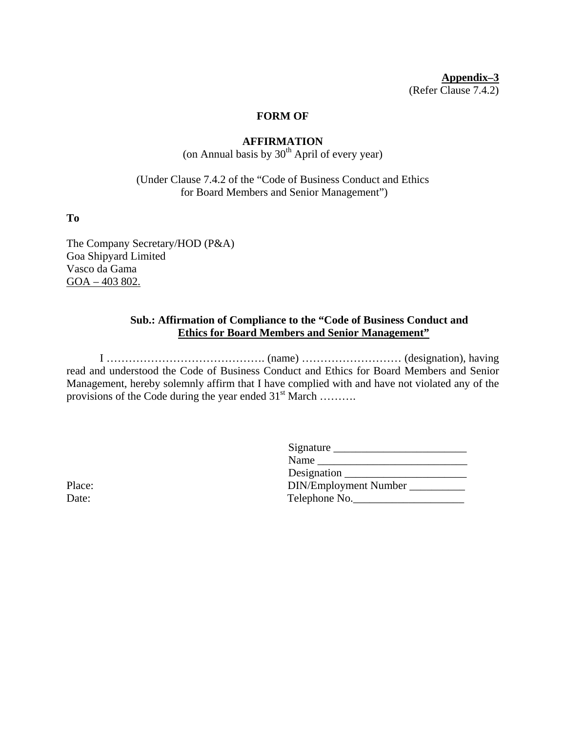**Appendix–3**
(Refer Clause 7.4.2)

**FORM OF**

**AFFIRMATION**
(on Annual basis by 30th April of every year)

(Under Clause 7.4.2 of the "Code of Business Conduct and Ethics for Board Members and Senior Management")

**To**

The Company Secretary/HOD (P&A)
Goa Shipyard Limited
Vasco da Gama
GOA – 403 802.

**Sub.: Affirmation of Compliance to the "Code of Business Conduct and Ethics for Board Members and Senior Management"**

I ……………………………………. (name) ……………………… (designation), having read and understood the Code of Business Conduct and Ethics for Board Members and Senior Management, hereby solemnly affirm that I have complied with and have not violated any of the provisions of the Code during the year ended 31st March ……….

Signature ________________________
Name ___________________________
Designation ______________________
DIN/Employment Number __________
Telephone No.____________________

Place:
Date: